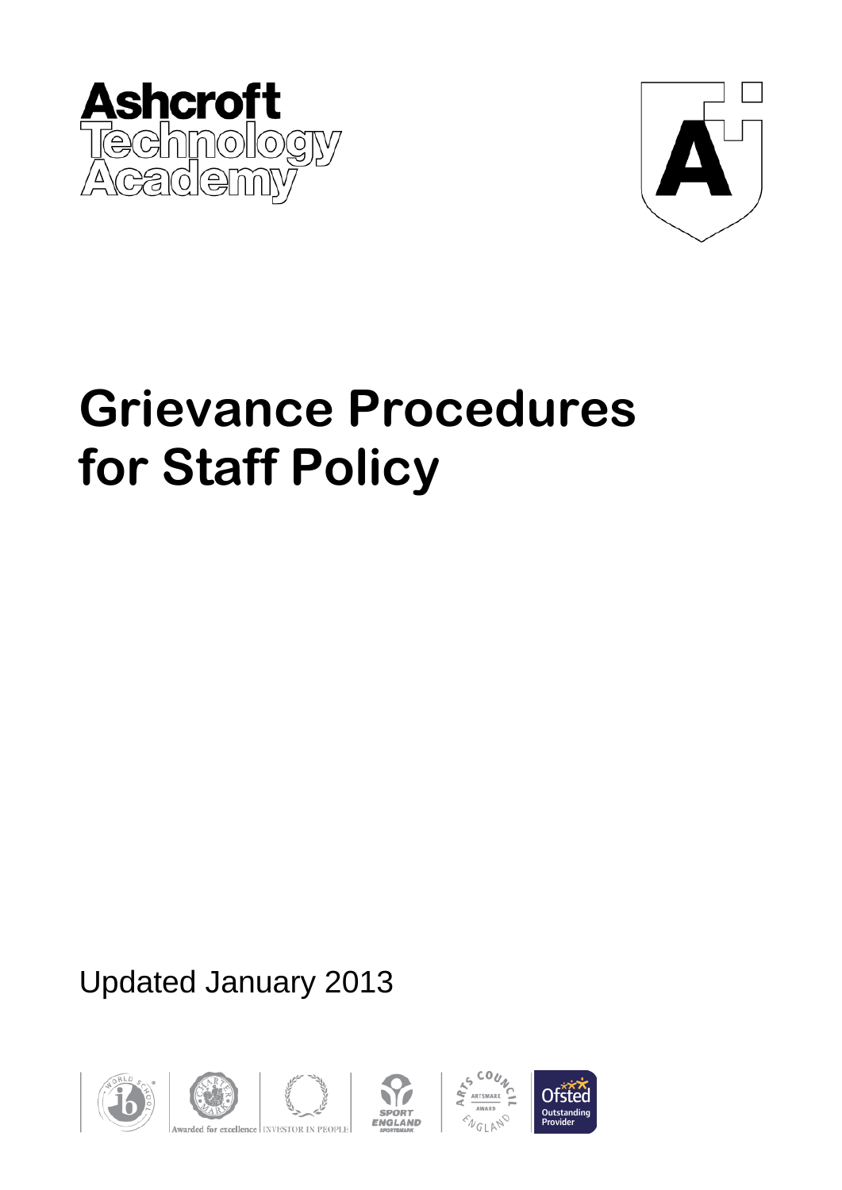Ashcroft Technology Academy

# Grievance Procedures for Staff Policy

Updated January 2013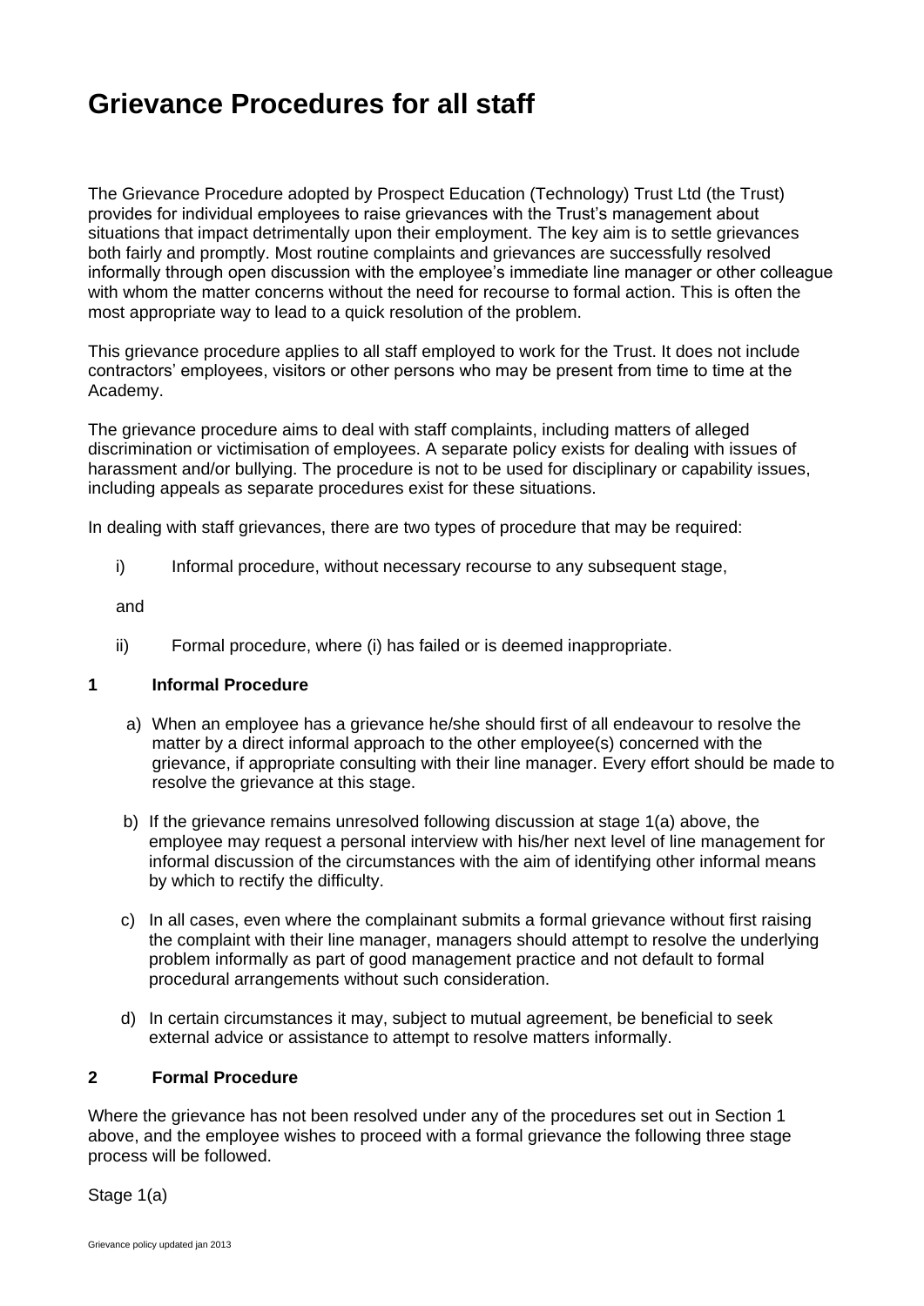# Grievance Procedures for all staff

The Grievance Procedure adopted by Prospect Education (Technology) Trust Ltd (the Trust) provides for individual employees to raise grievances with the Trust's management about situations that impact detrimentally upon their employment. The key aim is to settle grievances both fairly and promptly. Most routine complaints and grievances are successfully resolved informally through open discussion with the employee's immediate line manager or other colleague with whom the matter concerns without the need for recourse to formal action. This is often the most appropriate way to lead to a quick resolution of the problem.

This grievance procedure applies to all staff employed to work for the Trust. It does not include contractors' employees, visitors or other persons who may be present from time to time at the Academy.

The grievance procedure aims to deal with staff complaints, including matters of alleged discrimination or victimisation of employees. A separate policy exists for dealing with issues of harassment and/or bullying. The procedure is not to be used for disciplinary or capability issues, including appeals as separate procedures exist for these situations.

In dealing with staff grievances, there are two types of procedure that may be required:

i) Informal procedure, without necessary recourse to any subsequent stage,

and

ii) Formal procedure, where (i) has failed or is deemed inappropriate.

**1 Informal Procedure**

a) When an employee has a grievance he/she should first of all endeavour to resolve the matter by a direct informal approach to the other employee(s) concerned with the grievance, if appropriate consulting with their line manager. Every effort should be made to resolve the grievance at this stage.

b) If the grievance remains unresolved following discussion at stage 1(a) above, the employee may request a personal interview with his/her next level of line management for informal discussion of the circumstances with the aim of identifying other informal means by which to rectify the difficulty.

c) In all cases, even where the complainant submits a formal grievance without first raising the complaint with their line manager, managers should attempt to resolve the underlying problem informally as part of good management practice and not default to formal procedural arrangements without such consideration.

d) In certain circumstances it may, subject to mutual agreement, be beneficial to seek external advice or assistance to attempt to resolve matters informally.

**2 Formal Procedure**

Where the grievance has not been resolved under any of the procedures set out in Section 1 above, and the employee wishes to proceed with a formal grievance the following three stage process will be followed.

Stage 1(a)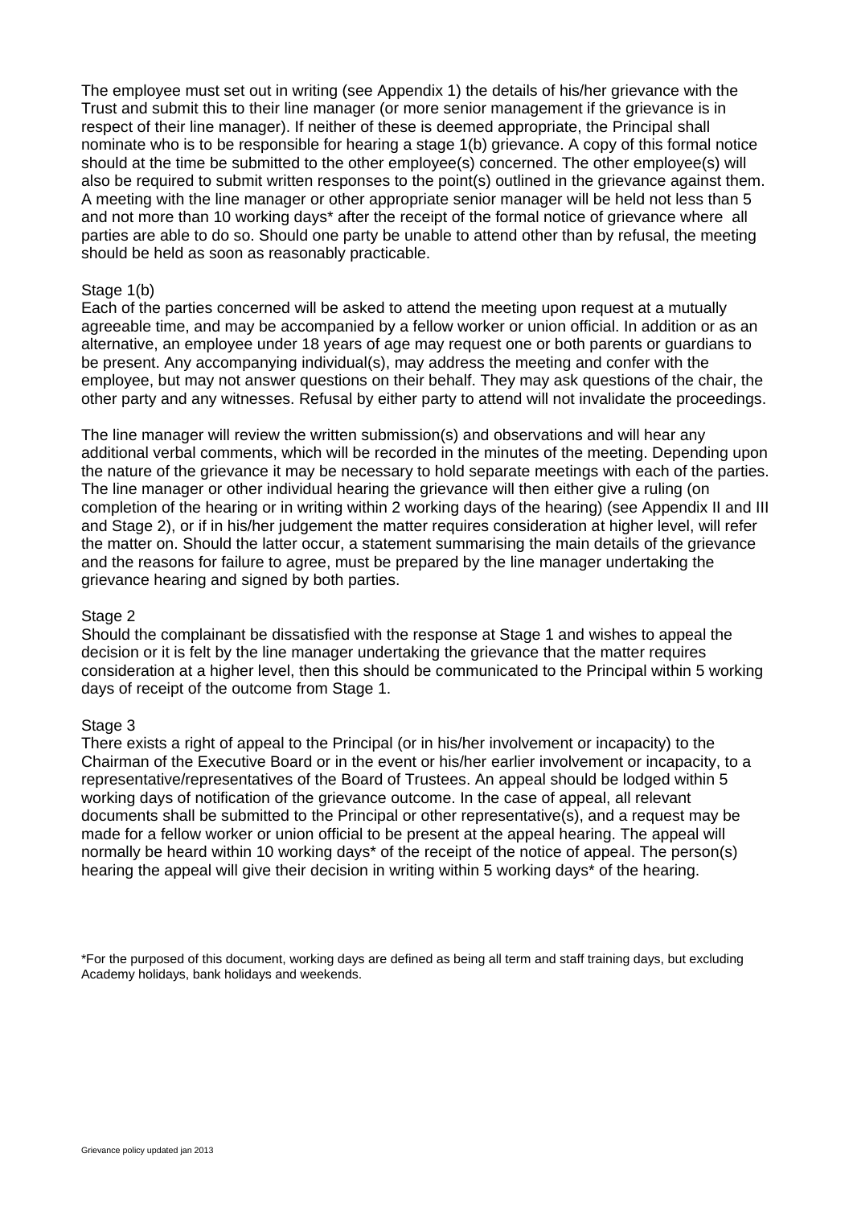The employee must set out in writing (see Appendix 1) the details of his/her grievance with the Trust and submit this to their line manager (or more senior management if the grievance is in respect of their line manager). If neither of these is deemed appropriate, the Principal shall nominate who is to be responsible for hearing a stage 1(b) grievance. A copy of this formal notice should at the time be submitted to the other employee(s) concerned. The other employee(s) will also be required to submit written responses to the point(s) outlined in the grievance against them. A meeting with the line manager or other appropriate senior manager will be held not less than 5 and not more than 10 working days* after the receipt of the formal notice of grievance where all parties are able to do so. Should one party be unable to attend other than by refusal, the meeting should be held as soon as reasonably practicable.

Stage 1(b)
Each of the parties concerned will be asked to attend the meeting upon request at a mutually agreeable time, and may be accompanied by a fellow worker or union official. In addition or as an alternative, an employee under 18 years of age may request one or both parents or guardians to be present. Any accompanying individual(s), may address the meeting and confer with the employee, but may not answer questions on their behalf. They may ask questions of the chair, the other party and any witnesses. Refusal by either party to attend will not invalidate the proceedings.

The line manager will review the written submission(s) and observations and will hear any additional verbal comments, which will be recorded in the minutes of the meeting. Depending upon the nature of the grievance it may be necessary to hold separate meetings with each of the parties. The line manager or other individual hearing the grievance will then either give a ruling (on completion of the hearing or in writing within 2 working days of the hearing) (see Appendix II and III and Stage 2), or if in his/her judgement the matter requires consideration at higher level, will refer the matter on. Should the latter occur, a statement summarising the main details of the grievance and the reasons for failure to agree, must be prepared by the line manager undertaking the grievance hearing and signed by both parties.

Stage 2
Should the complainant be dissatisfied with the response at Stage 1 and wishes to appeal the decision or it is felt by the line manager undertaking the grievance that the matter requires consideration at a higher level, then this should be communicated to the Principal within 5 working days of receipt of the outcome from Stage 1.

Stage 3
There exists a right of appeal to the Principal (or in his/her involvement or incapacity) to the Chairman of the Executive Board or in the event or his/her earlier involvement or incapacity, to a representative/representatives of the Board of Trustees. An appeal should be lodged within 5 working days of notification of the grievance outcome. In the case of appeal, all relevant documents shall be submitted to the Principal or other representative(s), and a request may be made for a fellow worker or union official to be present at the appeal hearing. The appeal will normally be heard within 10 working days* of the receipt of the notice of appeal. The person(s) hearing the appeal will give their decision in writing within 5 working days* of the hearing.

*For the purposed of this document, working days are defined as being all term and staff training days, but excluding Academy holidays, bank holidays and weekends.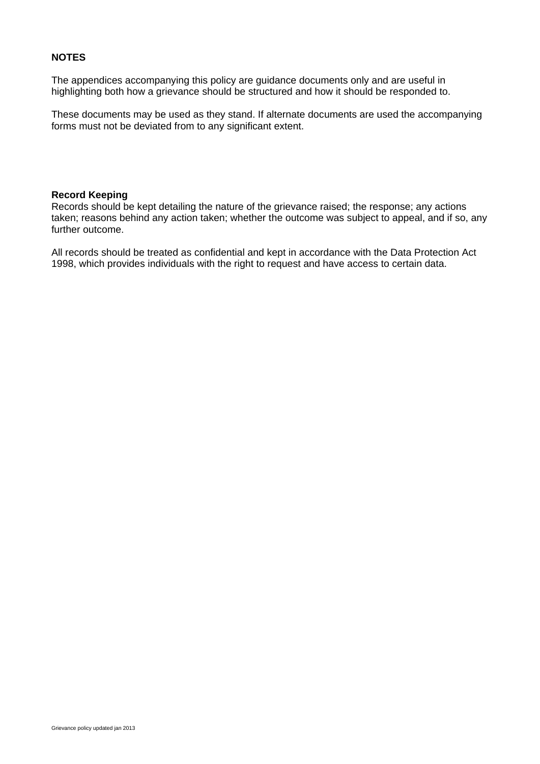**NOTES**

The appendices accompanying this policy are guidance documents only and are useful in highlighting both how a grievance should be structured and how it should be responded to.

These documents may be used as they stand. If alternate documents are used the accompanying forms must not be deviated from to any significant extent.

**Record Keeping**
Records should be kept detailing the nature of the grievance raised; the response; any actions taken; reasons behind any action taken; whether the outcome was subject to appeal, and if so, any further outcome.

All records should be treated as confidential and kept in accordance with the Data Protection Act 1998, which provides individuals with the right to request and have access to certain data.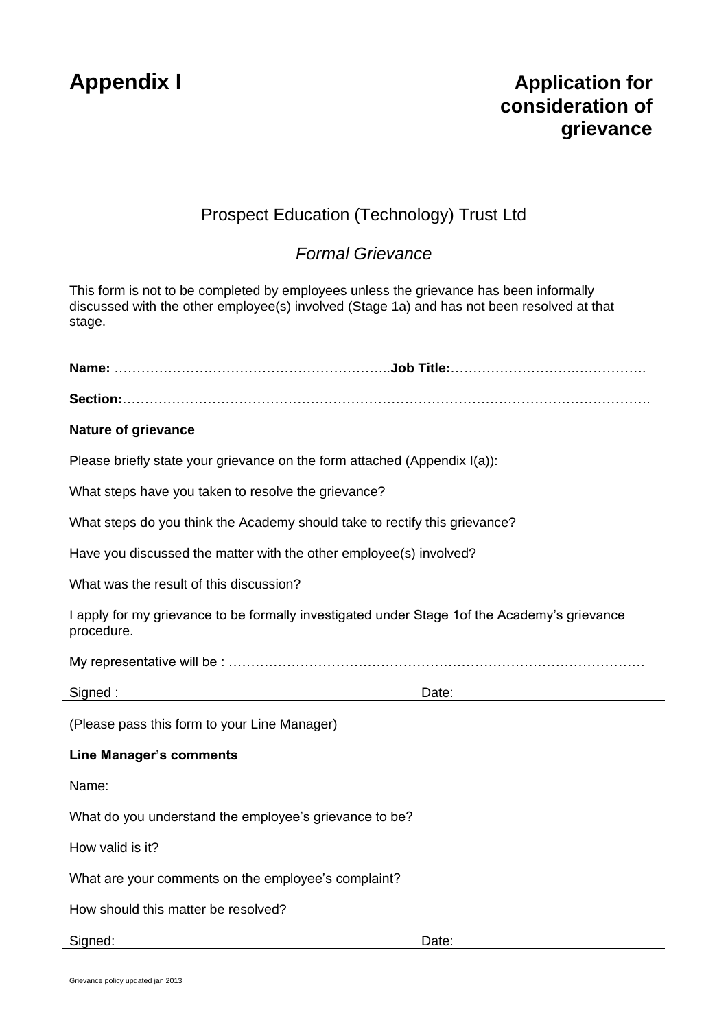# Appendix I

## Application for consideration of grievance

Prospect Education (Technology) Trust Ltd

*Formal Grievance*

This form is not to be completed by employees unless the grievance has been informally discussed with the other employee(s) involved (Stage 1a) and has not been resolved at that stage.

**Name:** …………………………………………………….. **Job Title:** ……………………….……………

**Section:** ……………………………………………………………………………………………………….

**Nature of grievance**

Please briefly state your grievance on the form attached (Appendix I(a)):

What steps have you taken to resolve the grievance?

What steps do you think the Academy should take to rectify this grievance?

Have you discussed the matter with the other employee(s) involved?

What was the result of this discussion?

I apply for my grievance to be formally investigated under Stage 1of the Academy's grievance procedure.

My representative will be : ………………………………………………………………………………

Signed : Date:

(Please pass this form to your Line Manager)

**Line Manager's comments**

Name:

What do you understand the employee's grievance to be?

How valid is it?

What are your comments on the employee's complaint?

How should this matter be resolved?

Signed: Date:

Grievance policy updated jan 2013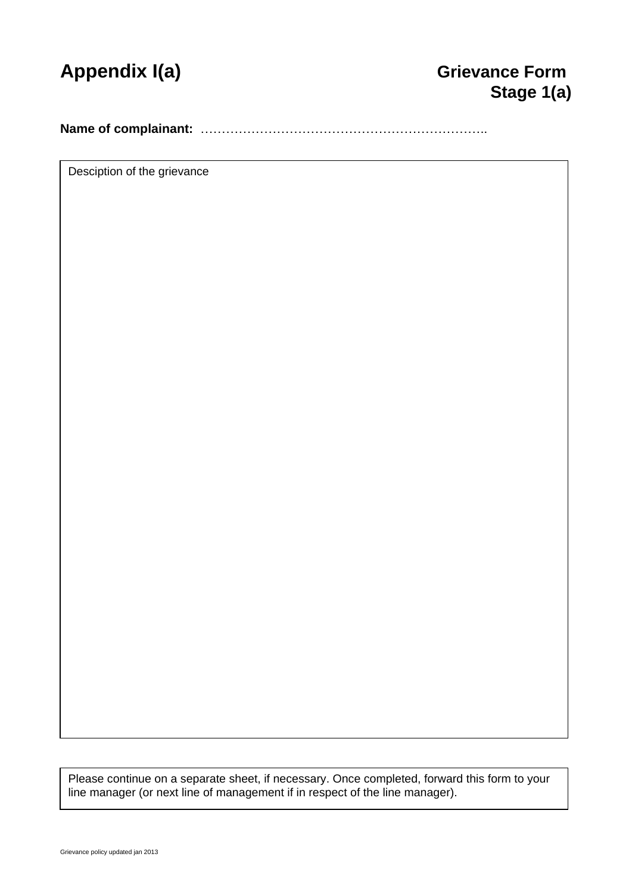# Appendix I(a)

## Grievance Form Stage 1(a)

**Name of complainant:** ……………………………………………………………..

| Desciption of the grievance |
|---|
| |

| Please continue on a separate sheet, if necessary. Once completed, forward this form to your line manager (or next line of management if in respect of the line manager). |
|---|

Grievance policy updated jan 2013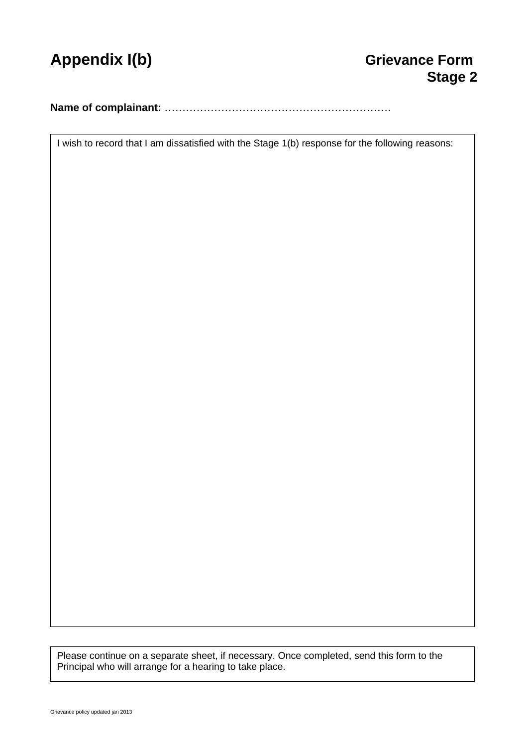# Appendix I(b)

## Grievance Form Stage 2

**Name of complainant:** ………………………………………………………

I wish to record that I am dissatisfied with the Stage 1(b) response for the following reasons:

Please continue on a separate sheet, if necessary. Once completed, send this form to the Principal who will arrange for a hearing to take place.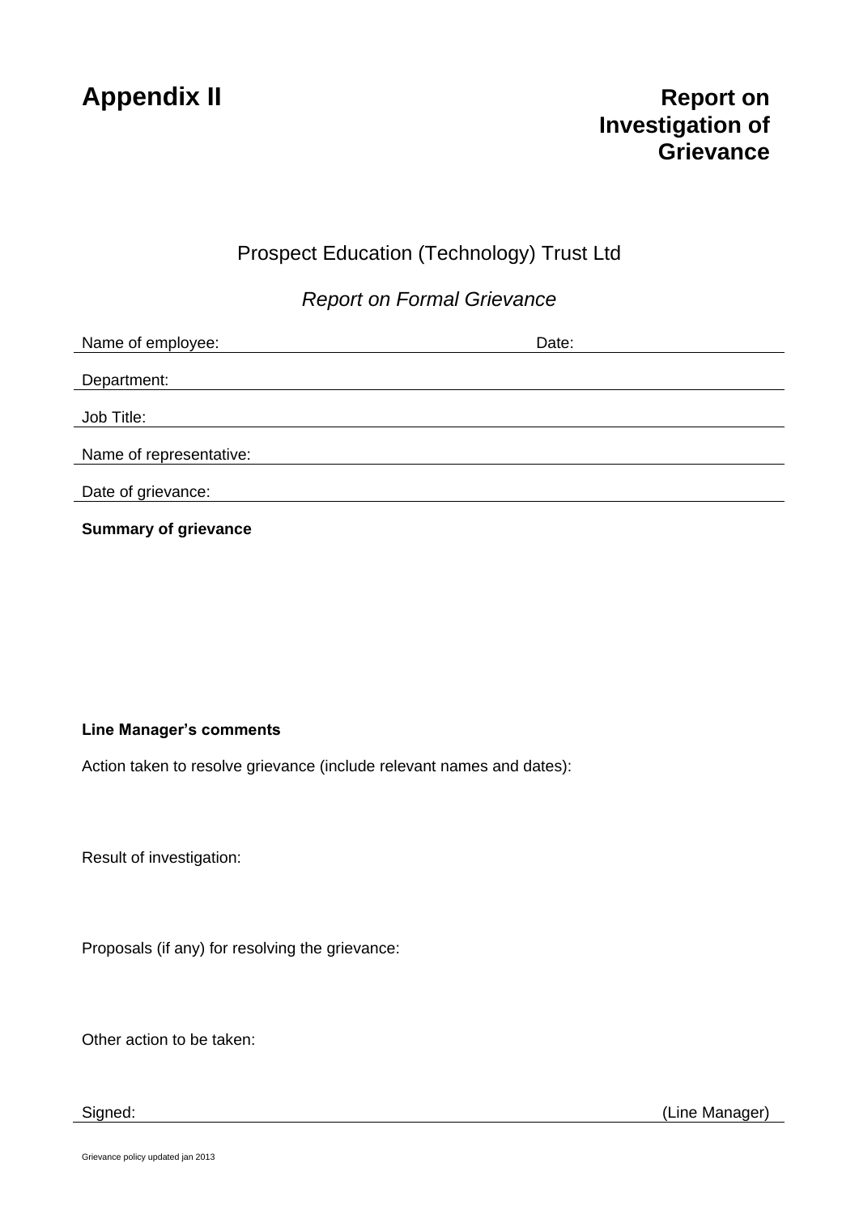# Appendix II

## Report on Investigation of Grievance

Prospect Education (Technology) Trust Ltd

*Report on Formal Grievance*

Name of employee: \_\_\_\_\_\_\_\_\_\_\_\_\_\_\_\_\_\_\_\_ Date: \_\_\_\_\_\_\_\_\_\_

Department: \_\_\_\_\_\_\_\_\_\_\_\_\_\_\_\_\_\_\_\_

Job Title: \_\_\_\_\_\_\_\_\_\_\_\_\_\_\_\_\_\_\_\_

Name of representative: \_\_\_\_\_\_\_\_\_\_\_\_\_\_\_\_\_\_\_\_

Date of grievance: \_\_\_\_\_\_\_\_\_\_\_\_\_\_\_\_\_\_\_\_

**Summary of grievance**

**Line Manager's comments**

Action taken to resolve grievance (include relevant names and dates):

Result of investigation:

Proposals (if any) for resolving the grievance:

Other action to be taken:

Signed: \_\_\_\_\_\_\_\_\_\_\_\_\_\_\_\_\_\_\_\_ (Line Manager)

Grievance policy updated jan 2013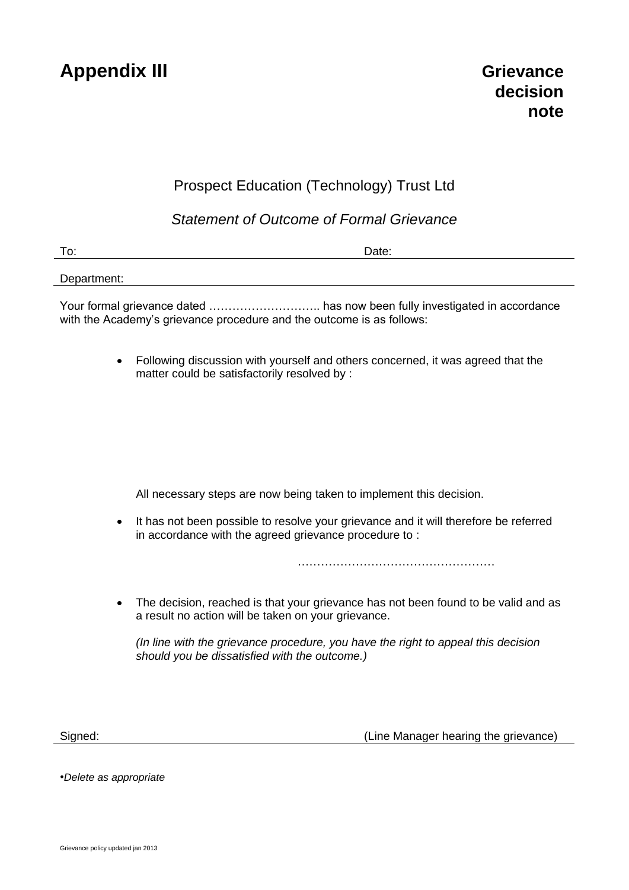# Appendix III

**Grievance decision note**

Prospect Education (Technology) Trust Ltd

*Statement of Outcome of Formal Grievance*

To: Date:

Department:

Your formal grievance dated ……………………….. has now been fully investigated in accordance with the Academy's grievance procedure and the outcome is as follows:

- Following discussion with yourself and others concerned, it was agreed that the matter could be satisfactorily resolved by :

  All necessary steps are now being taken to implement this decision.

- It has not been possible to resolve your grievance and it will therefore be referred in accordance with the agreed grievance procedure to :

  ……………………………………………

- The decision, reached is that your grievance has not been found to be valid and as a result no action will be taken on your grievance.

  *(In line with the grievance procedure, you have the right to appeal this decision should you be dissatisfied with the outcome.)*

Signed: (Line Manager hearing the grievance)

•*Delete as appropriate*

Grievance policy updated jan 2013